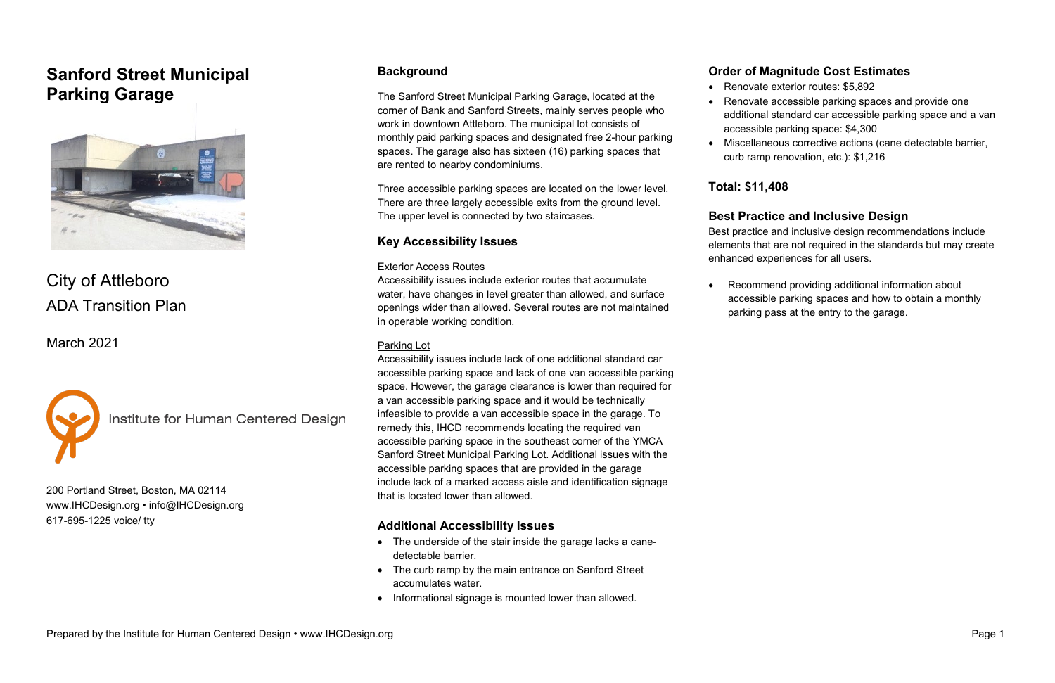# Sanford Street Municipal Parking Garage

City of Attleboro

ADA Transition Plan

March 2021

Institute for Human Centered Design

200 Portland Street, Boston, MA 02114
www.IHCDesign.org • info@IHCDesign.org
617-695-1225 voice/ tty

## Background

The Sanford Street Municipal Parking Garage, located at the corner of Bank and Sanford Streets, mainly serves people who work in downtown Attleboro. The municipal lot consists of monthly paid parking spaces and designated free 2-hour parking spaces. The garage also has sixteen (16) parking spaces that are rented to nearby condominiums.

Three accessible parking spaces are located on the lower level. There are three largely accessible exits from the ground level. The upper level is connected by two staircases.

## Key Accessibility Issues

Exterior Access Routes

Accessibility issues include exterior routes that accumulate water, have changes in level greater than allowed, and surface openings wider than allowed. Several routes are not maintained in operable working condition.

Parking Lot

Accessibility issues include lack of one additional standard car accessible parking space and lack of one van accessible parking space. However, the garage clearance is lower than required for a van accessible parking space and it would be technically infeasible to provide a van accessible space in the garage. To remedy this, IHCD recommends locating the required van accessible parking space in the southeast corner of the YMCA Sanford Street Municipal Parking Lot. Additional issues with the accessible parking spaces that are provided in the garage include lack of a marked access aisle and identification signage that is located lower than allowed.

## Additional Accessibility Issues

- The underside of the stair inside the garage lacks a cane-detectable barrier.
- The curb ramp by the main entrance on Sanford Street accumulates water.
- Informational signage is mounted lower than allowed.

## Order of Magnitude Cost Estimates

- Renovate exterior routes: $5,892
- Renovate accessible parking spaces and provide one additional standard car accessible parking space and a van accessible parking space: $4,300
- Miscellaneous corrective actions (cane detectable barrier, curb ramp renovation, etc.): $1,216

## Total: $11,408

## Best Practice and Inclusive Design

Best practice and inclusive design recommendations include elements that are not required in the standards but may create enhanced experiences for all users.

- Recommend providing additional information about accessible parking spaces and how to obtain a monthly parking pass at the entry to the garage.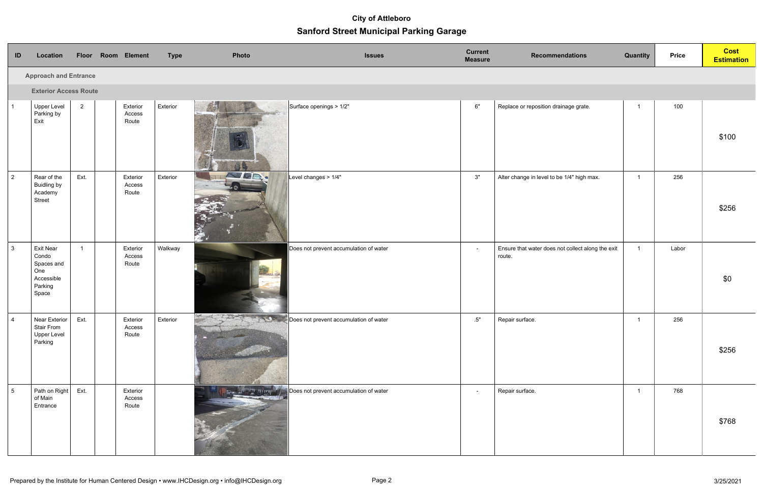# City of Attleboro

## Sanford Street Municipal Parking Garage

| ID | Location | Floor | Room | Element | Type | Photo | Issues | Current Measure | Recommendations | Quantity | Price | Cost Estimation |
|---|---|---|---|---|---|---|---|---|---|---|---|---|
| **Approach and Entrance** | | | | | | | | | | | | |
| **Exterior Access Route** | | | | | | | | | | | | |
| 1 | Upper Level Parking by Exit | 2 | | Exterior Access Route | Exterior | | Surface openings > 1/2" | 6" | Replace or reposition drainage grate. | 1 | 100 | $100 |
| 2 | Rear of the Buidling by Academy Street | Ext. | | Exterior Access Route | Exterior | | Level changes > 1/4" | 3" | Alter change in level to be 1/4" high max. | 1 | 256 | $256 |
| 3 | Exit Near Condo Spaces and One Accessible Parking Space | 1 | | Exterior Access Route | Walkway | | Does not prevent accumulation of water | - | Ensure that water does not collect along the exit route. | 1 | Labor | $0 |
| 4 | Near Exterior Stair From Upper Level Parking | Ext. | | Exterior Access Route | Exterior | | Does not prevent accumulation of water | .5" | Repair surface. | 1 | 256 | $256 |
| 5 | Path on Right of Main Entrance | Ext. | | Exterior Access Route | | | Does not prevent accumulation of water | - | Repair surface. | 1 | 768 | $768 |

Prepared by the Institute for Human Centered Design • www.IHCDesign.org • info@IHCDesign.org

3/25/2021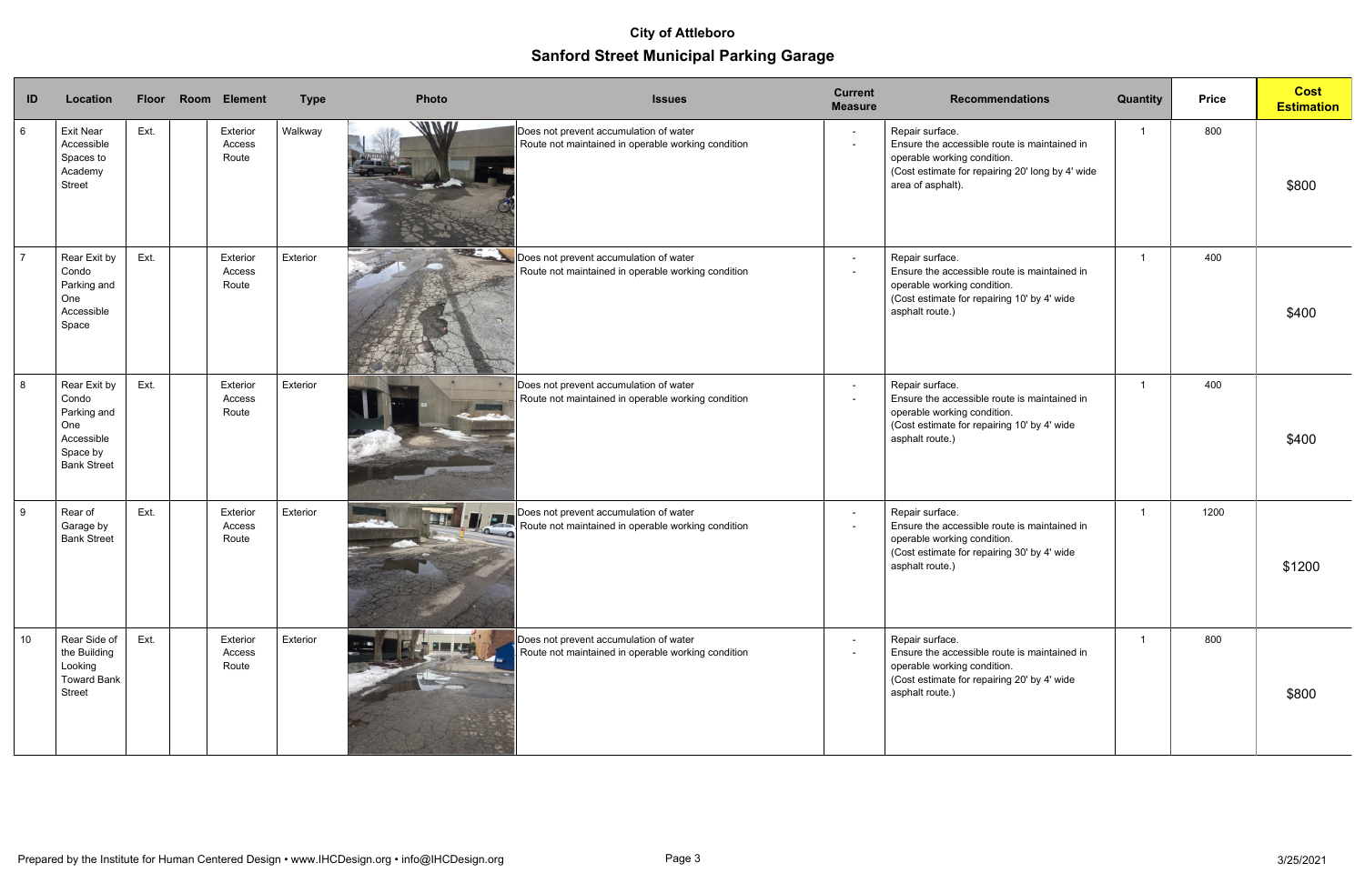## City of Attleboro

## Sanford Street Municipal Parking Garage

| ID | Location | Floor | Room | Element | Type | Photo | Issues | Current Measure | Recommendations | Quantity | Price | Cost Estimation |
|---|---|---|---|---|---|---|---|---|---|---|---|---|
| 6 | Exit Near Accessible Spaces to Academy Street | Ext. | | Exterior Access Route | Walkway | | Does not prevent accumulation of water<br>Route not maintained in operable working condition | -<br>- | Repair surface.<br>Ensure the accessible route is maintained in operable working condition.<br>(Cost estimate for repairing 20' long by 4' wide area of asphalt). | 1 | 800 | $800 |
| 7 | Rear Exit by Condo Parking and One Accessible Space | Ext. | | Exterior Access Route | Exterior | | Does not prevent accumulation of water<br>Route not maintained in operable working condition | -<br>- | Repair surface.<br>Ensure the accessible route is maintained in operable working condition.<br>(Cost estimate for repairing 10' by 4' wide asphalt route.) | 1 | 400 | $400 |
| 8 | Rear Exit by Condo Parking and One Accessible Space by Bank Street | Ext. | | Exterior Access Route | Exterior | | Does not prevent accumulation of water<br>Route not maintained in operable working condition | -<br>- | Repair surface.<br>Ensure the accessible route is maintained in operable working condition.<br>(Cost estimate for repairing 10' by 4' wide asphalt route.) | 1 | 400 | $400 |
| 9 | Rear of Garage by Bank Street | Ext. | | Exterior Access Route | Exterior | | Does not prevent accumulation of water<br>Route not maintained in operable working condition | -<br>- | Repair surface.<br>Ensure the accessible route is maintained in operable working condition.<br>(Cost estimate for repairing 30' by 4' wide asphalt route.) | 1 | 1200 | $1200 |
| 10 | Rear Side of the Building Looking Toward Bank Street | Ext. | | Exterior Access Route | Exterior | | Does not prevent accumulation of water<br>Route not maintained in operable working condition | -<br>- | Repair surface.<br>Ensure the accessible route is maintained in operable working condition.<br>(Cost estimate for repairing 20' by 4' wide asphalt route.) | 1 | 800 | $800 |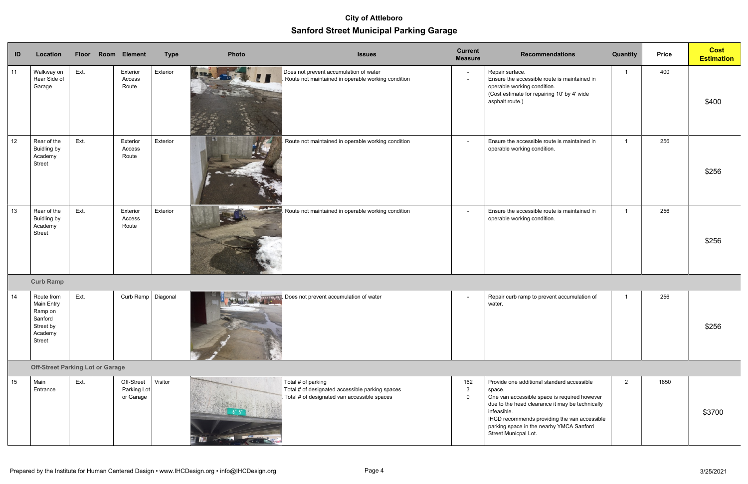# City of Attleboro

## Sanford Street Municipal Parking Garage

| ID | Location | Floor | Room | Element | Type | Photo | Issues | Current Measure | Recommendations | Quantity | Price | Cost Estimation |
|---|---|---|---|---|---|---|---|---|---|---|---|---|
| 11 | Walkway on Rear Side of Garage | Ext. | | Exterior Access Route | Exterior | | Does not prevent accumulation of water<br>Route not maintained in operable working condition | -<br>- | Repair surface.<br>Ensure the accessible route is maintained in operable working condition.<br>(Cost estimate for repairing 10' by 4' wide asphalt route.) | 1 | 400 | $400 |
| 12 | Rear of the Buidling by Academy Street | Ext. | | Exterior Access Route | Exterior | | Route not maintained in operable working condition | - | Ensure the accessible route is maintained in operable working condition. | 1 | 256 | $256 |
| 13 | Rear of the Buidling by Academy Street | Ext. | | Exterior Access Route | Exterior | | Route not maintained in operable working condition | - | Ensure the accessible route is maintained in operable working condition. | 1 | 256 | $256 |
| | **Curb Ramp** | | | | | | | | | | | |
| 14 | Route from Main Entry Ramp on Sanford Street by Academy Street | Ext. | | Curb Ramp | Diagonal | | Does not prevent accumulation of water | - | Repair curb ramp to prevent accumulation of water. | 1 | 256 | $256 |
| | **Off-Street Parking Lot or Garage** | | | | | | | | | | | |
| 15 | Main Entrance | Ext. | | Off-Street Parking Lot or Garage | Visitor | | Total # of parking<br>Total # of designated accessible parking spaces<br>Total # of designated van accessible spaces | 162<br>3<br>0 | Provide one additional standard accessible space.<br>One van accessible space is required however due to the head clearance it may be technically infeasible.<br>IHCD recommends providing the van accessible parking space in the nearby YMCA Sanford Street Municpal Lot. | 2 | 1850 | $3700 |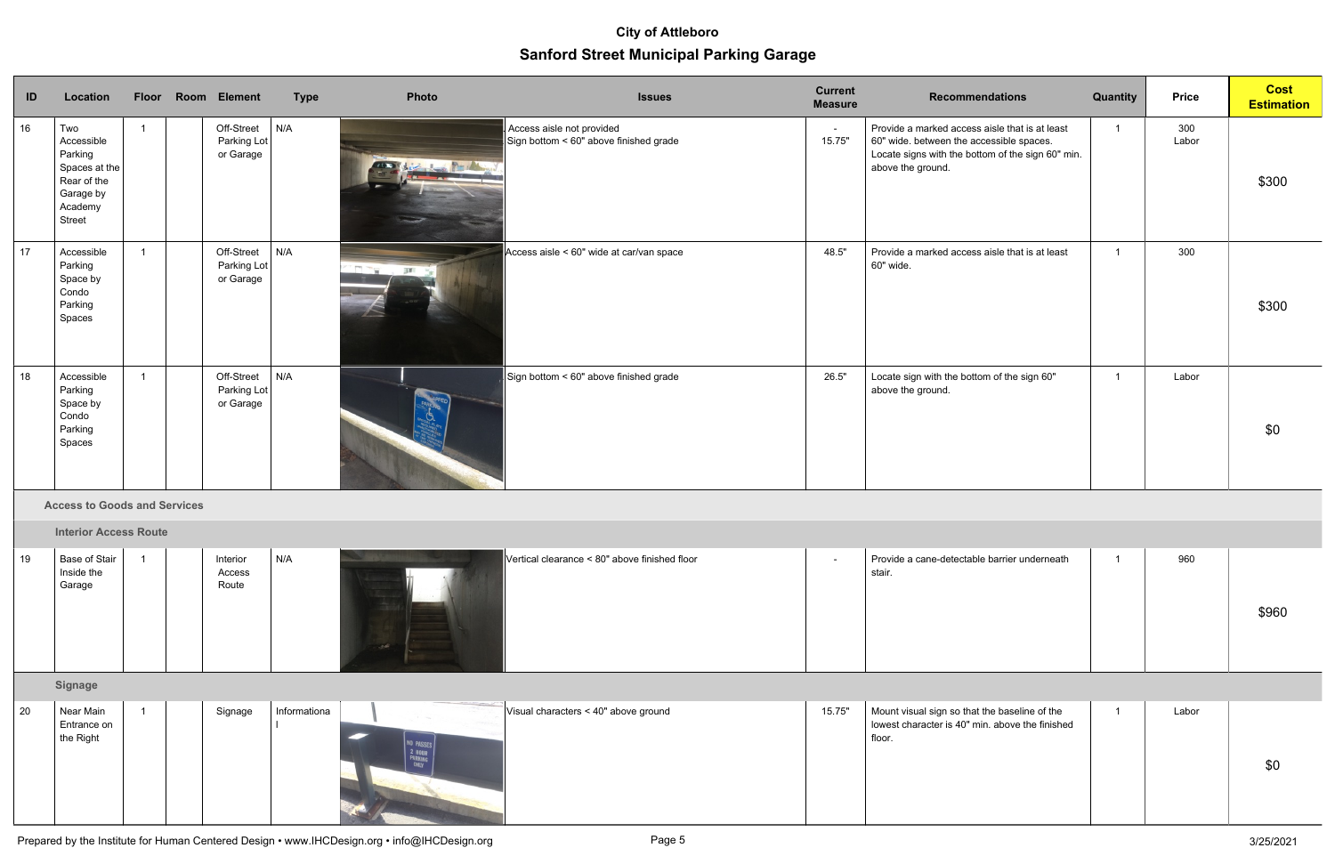# City of Attleboro

## Sanford Street Municipal Parking Garage

| ID | Location | Floor | Room | Element | Type | Photo | Issues | Current Measure | Recommendations | Quantity | Price | Cost Estimation |
|---|---|---|---|---|---|---|---|---|---|---|---|---|
| 16 | Two Accessible Parking Spaces at the Rear of the Garage by Academy Street | 1 | | Off-Street Parking Lot or Garage | N/A | | Access aisle not provided<br>Sign bottom < 60" above finished grade | -<br>15.75" | Provide a marked access aisle that is at least 60" wide. between the accessible spaces. Locate signs with the bottom of the sign 60" min. above the ground. | 1 | 300<br>Labor | $300 |
| 17 | Accessible Parking Space by Condo Parking Spaces | 1 | | Off-Street Parking Lot or Garage | N/A | | Access aisle < 60" wide at car/van space | 48.5" | Provide a marked access aisle that is at least 60" wide. | 1 | 300 | $300 |
| 18 | Accessible Parking Space by Condo Parking Spaces | 1 | | Off-Street Parking Lot or Garage | N/A | | Sign bottom < 60" above finished grade | 26.5" | Locate sign with the bottom of the sign 60" above the ground. | 1 | Labor | $0 |
| | **Access to Goods and Services** | | | | | | | | | | | |
| | **Interior Access Route** | | | | | | | | | | | |
| 19 | Base of Stair Inside the Garage | 1 | | Interior Access Route | N/A | | Vertical clearance < 80" above finished floor | - | Provide a cane-detectable barrier underneath stair. | 1 | 960 | $960 |
| | **Signage** | | | | | | | | | | | |
| 20 | Near Main Entrance on the Right | 1 | | Signage | Informational | | Visual characters < 40" above ground | 15.75" | Mount visual sign so that the baseline of the lowest character is 40" min. above the finished floor. | 1 | Labor | $0 |

Prepared by the Institute for Human Centered Design • www.IHCDesign.org • info@IHCDesign.org

3/25/2021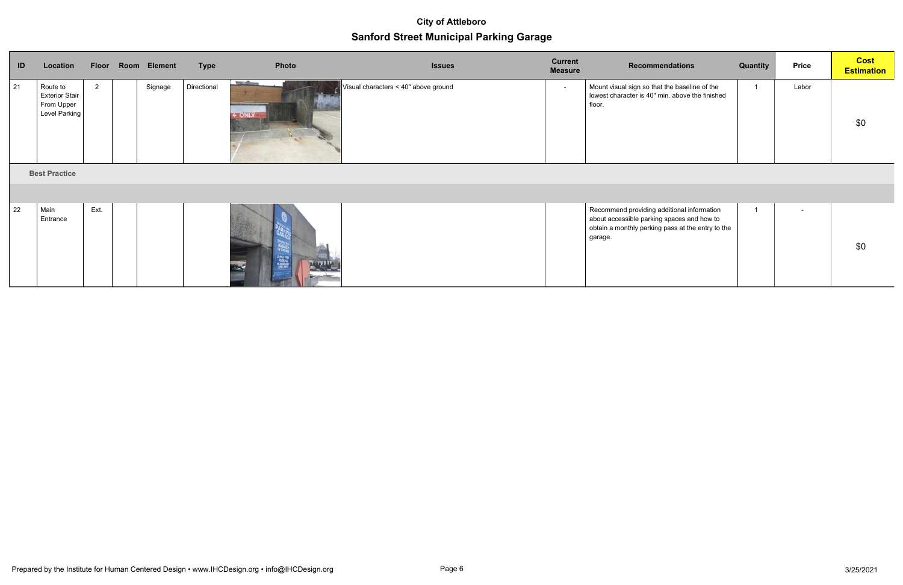# City of Attleboro

## Sanford Street Municipal Parking Garage

| ID | Location | Floor | Room | Element | Type | Photo | Issues | Current Measure | Recommendations | Quantity | Price | Cost Estimation |
|---|---|---|---|---|---|---|---|---|---|---|---|---|
| 21 | Route to Exterior Stair From Upper Level Parking | 2 | | Signage | Directional | | Visual characters < 40" above ground | - | Mount visual sign so that the baseline of the lowest character is 40" min. above the finished floor. | 1 | Labor | $0 |
| **Best Practice** | | | | | | | | | | | | |
| 22 | Main Entrance | Ext. | | | | | | | Recommend providing additional information about accessible parking spaces and how to obtain a monthly parking pass at the entry to the garage. | 1 | - | $0 |

Prepared by the Institute for Human Centered Design • www.IHCDesign.org • info@IHCDesign.org

3/25/2021